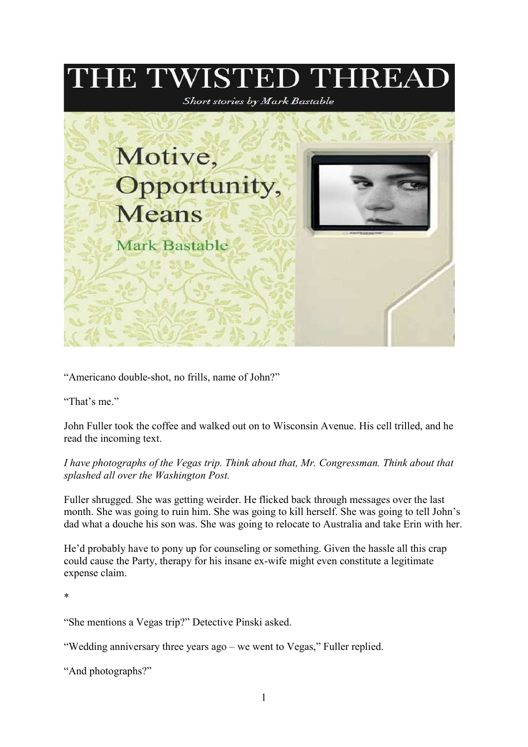# THE TWISTED THREAD

*Short stories by Mark Bastable*

# Motive, Opportunity, Means

## Mark Bastable

"Americano double-shot, no frills, name of John?"

"That's me."

John Fuller took the coffee and walked out on to Wisconsin Avenue. His cell trilled, and he read the incoming text.

*I have photographs of the Vegas trip. Think about that, Mr. Congressman. Think about that splashed all over the Washington Post.*

Fuller shrugged. She was getting weirder. He flicked back through messages over the last month. She was going to ruin him. She was going to kill herself. She was going to tell John's dad what a douche his son was. She was going to relocate to Australia and take Erin with her.

He'd probably have to pony up for counseling or something. Given the hassle all this crap could cause the Party, therapy for his insane ex-wife might even constitute a legitimate expense claim.

*

"She mentions a Vegas trip?" Detective Pinski asked.

"Wedding anniversary three years ago – we went to Vegas," Fuller replied.

"And photographs?"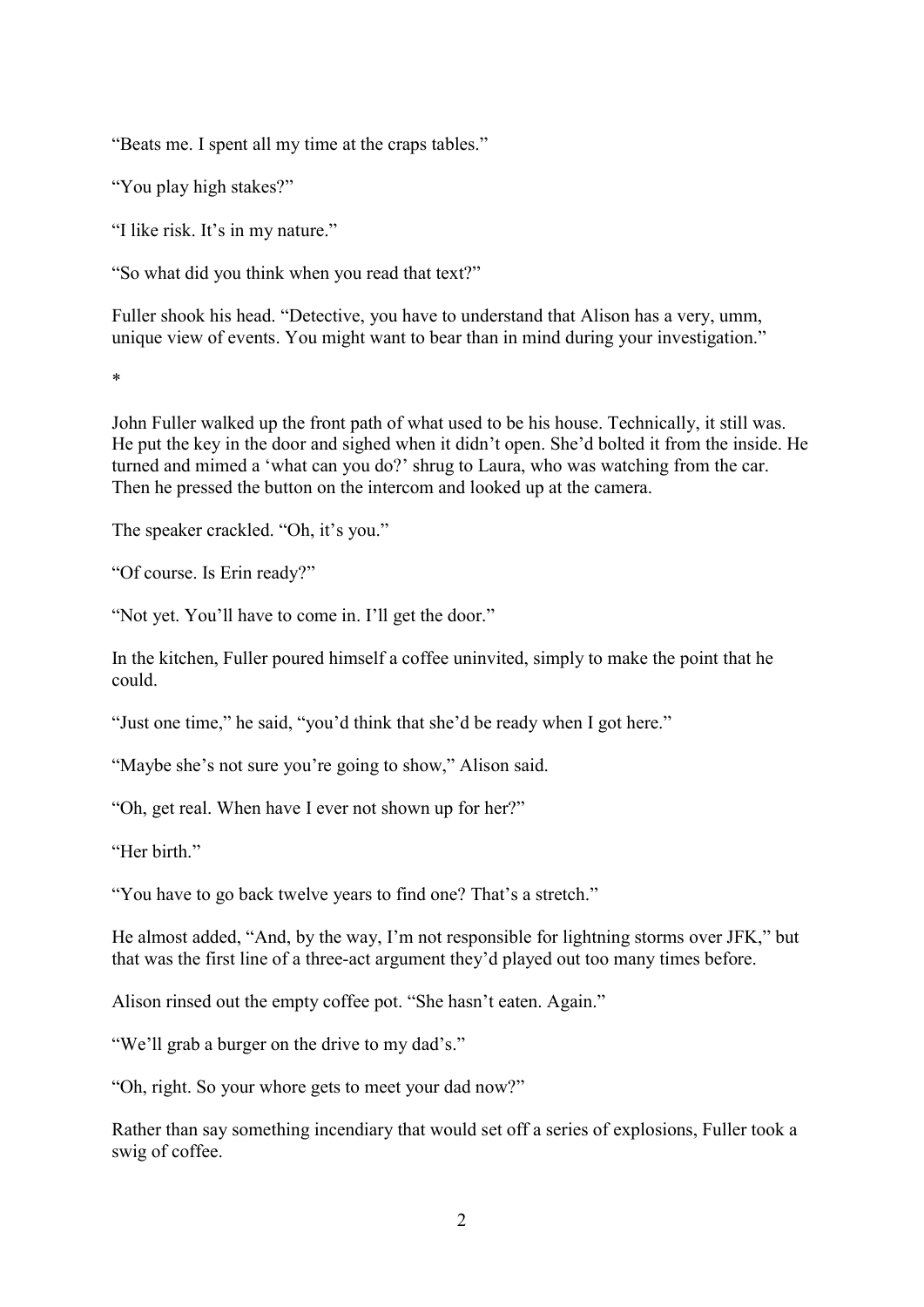"Beats me. I spent all my time at the craps tables."

"You play high stakes?"

"I like risk. It's in my nature."

"So what did you think when you read that text?"

Fuller shook his head. "Detective, you have to understand that Alison has a very, umm, unique view of events. You might want to bear than in mind during your investigation."

*

John Fuller walked up the front path of what used to be his house. Technically, it still was. He put the key in the door and sighed when it didn't open. She'd bolted it from the inside. He turned and mimed a 'what can you do?' shrug to Laura, who was watching from the car. Then he pressed the button on the intercom and looked up at the camera.

The speaker crackled. "Oh, it's you."

"Of course. Is Erin ready?"

"Not yet. You'll have to come in. I'll get the door."

In the kitchen, Fuller poured himself a coffee uninvited, simply to make the point that he could.

"Just one time," he said, "you'd think that she'd be ready when I got here."

"Maybe she's not sure you're going to show," Alison said.

"Oh, get real. When have I ever not shown up for her?"

"Her birth."

"You have to go back twelve years to find one? That's a stretch."

He almost added, "And, by the way, I'm not responsible for lightning storms over JFK," but that was the first line of a three-act argument they'd played out too many times before.

Alison rinsed out the empty coffee pot. "She hasn't eaten. Again."

"We'll grab a burger on the drive to my dad's."

"Oh, right. So your whore gets to meet your dad now?"

Rather than say something incendiary that would set off a series of explosions, Fuller took a swig of coffee.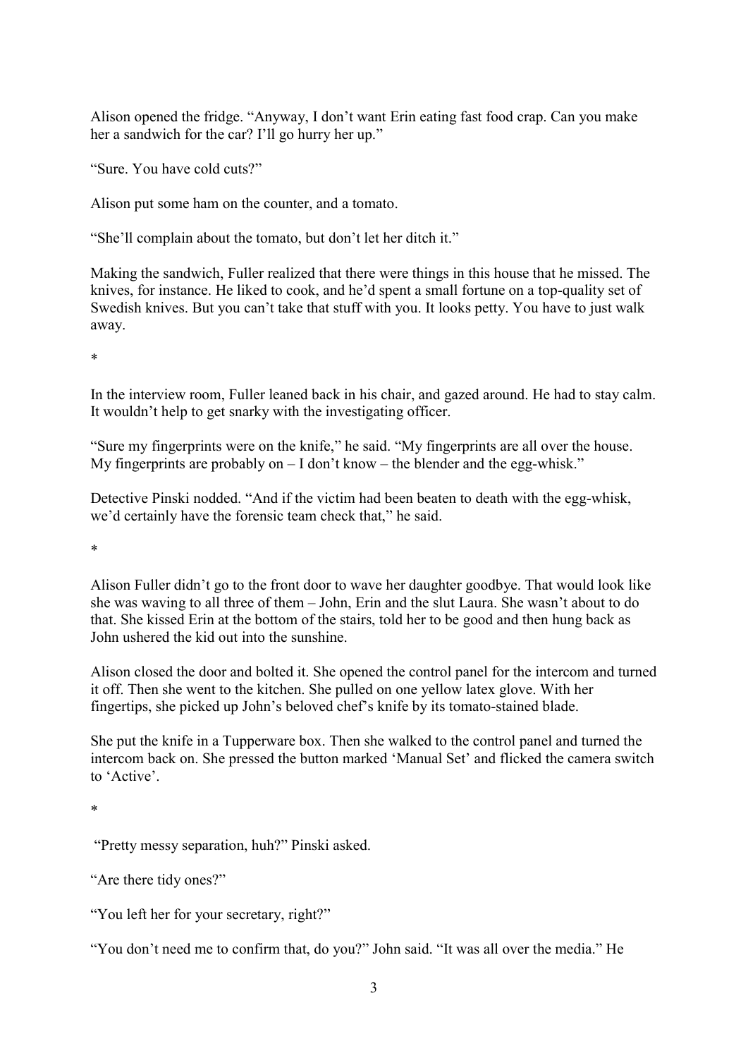Alison opened the fridge. "Anyway, I don't want Erin eating fast food crap. Can you make her a sandwich for the car? I'll go hurry her up."

"Sure. You have cold cuts?"

Alison put some ham on the counter, and a tomato.

"She'll complain about the tomato, but don't let her ditch it."

Making the sandwich, Fuller realized that there were things in this house that he missed. The knives, for instance. He liked to cook, and he'd spent a small fortune on a top-quality set of Swedish knives. But you can't take that stuff with you. It looks petty. You have to just walk away.

*

In the interview room, Fuller leaned back in his chair, and gazed around. He had to stay calm. It wouldn't help to get snarky with the investigating officer.

"Sure my fingerprints were on the knife," he said. "My fingerprints are all over the house. My fingerprints are probably on – I don't know – the blender and the egg-whisk."

Detective Pinski nodded. "And if the victim had been beaten to death with the egg-whisk, we'd certainly have the forensic team check that," he said.

*

Alison Fuller didn't go to the front door to wave her daughter goodbye. That would look like she was waving to all three of them – John, Erin and the slut Laura. She wasn't about to do that. She kissed Erin at the bottom of the stairs, told her to be good and then hung back as John ushered the kid out into the sunshine.

Alison closed the door and bolted it. She opened the control panel for the intercom and turned it off. Then she went to the kitchen. She pulled on one yellow latex glove. With her fingertips, she picked up John's beloved chef's knife by its tomato-stained blade.

She put the knife in a Tupperware box. Then she walked to the control panel and turned the intercom back on. She pressed the button marked 'Manual Set' and flicked the camera switch to 'Active'.

*

"Pretty messy separation, huh?" Pinski asked.

"Are there tidy ones?"

"You left her for your secretary, right?"

"You don't need me to confirm that, do you?" John said. "It was all over the media." He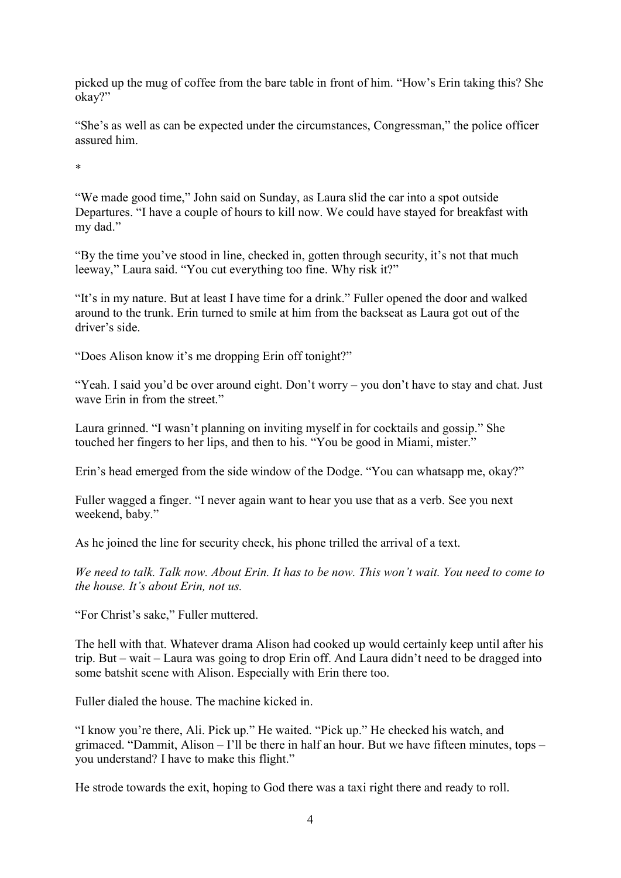picked up the mug of coffee from the bare table in front of him. "How's Erin taking this? She okay?"

"She's as well as can be expected under the circumstances, Congressman," the police officer assured him.

*

"We made good time," John said on Sunday, as Laura slid the car into a spot outside Departures. "I have a couple of hours to kill now. We could have stayed for breakfast with my dad."

"By the time you've stood in line, checked in, gotten through security, it's not that much leeway," Laura said. "You cut everything too fine. Why risk it?"

"It's in my nature. But at least I have time for a drink." Fuller opened the door and walked around to the trunk. Erin turned to smile at him from the backseat as Laura got out of the driver's side.

"Does Alison know it's me dropping Erin off tonight?"

"Yeah. I said you'd be over around eight. Don't worry – you don't have to stay and chat. Just wave Erin in from the street."

Laura grinned. "I wasn't planning on inviting myself in for cocktails and gossip." She touched her fingers to her lips, and then to his. "You be good in Miami, mister."

Erin's head emerged from the side window of the Dodge. "You can whatsapp me, okay?"

Fuller wagged a finger. "I never again want to hear you use that as a verb. See you next weekend, baby."

As he joined the line for security check, his phone trilled the arrival of a text.

*We need to talk. Talk now. About Erin. It has to be now. This won't wait. You need to come to the house. It's about Erin, not us.*

"For Christ's sake," Fuller muttered.

The hell with that. Whatever drama Alison had cooked up would certainly keep until after his trip. But – wait – Laura was going to drop Erin off. And Laura didn't need to be dragged into some batshit scene with Alison. Especially with Erin there too.

Fuller dialed the house. The machine kicked in.

"I know you're there, Ali. Pick up." He waited. "Pick up." He checked his watch, and grimaced. "Dammit, Alison – I'll be there in half an hour. But we have fifteen minutes, tops – you understand? I have to make this flight."

He strode towards the exit, hoping to God there was a taxi right there and ready to roll.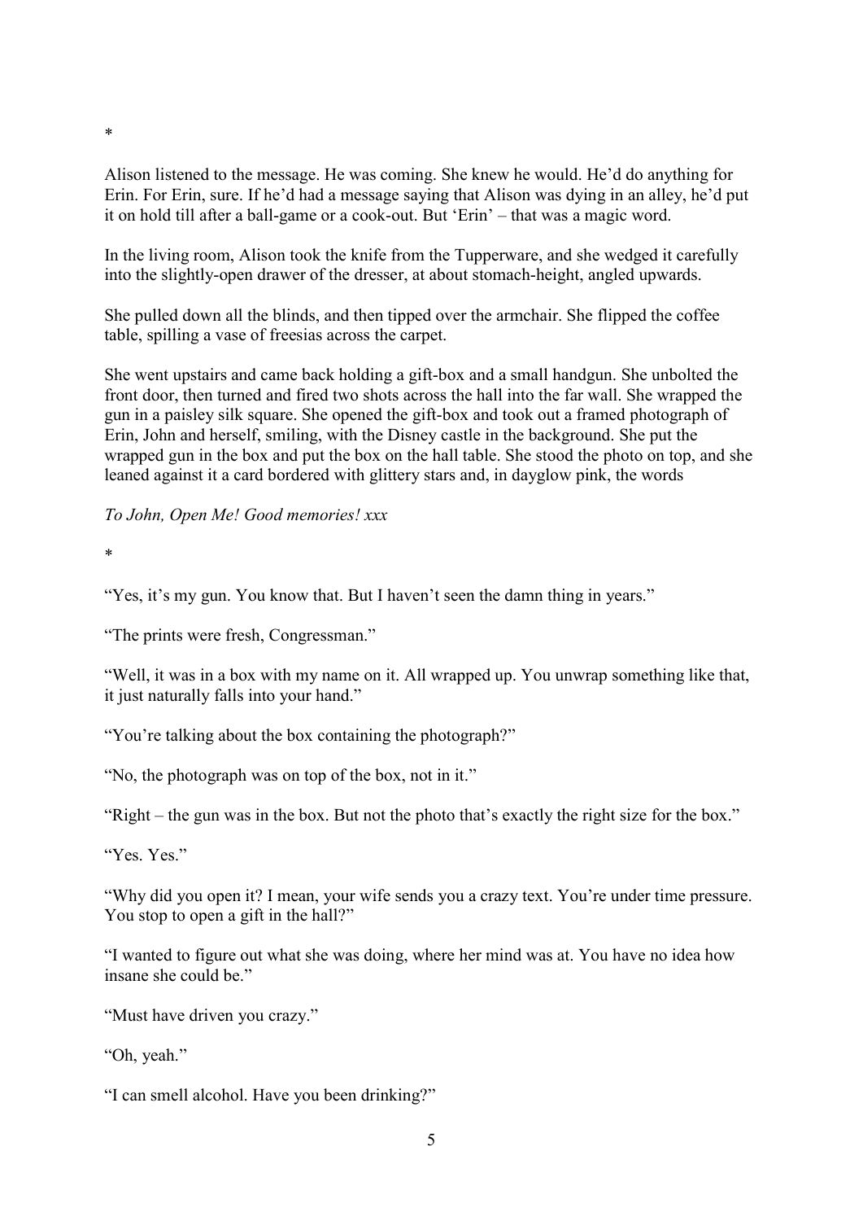*

Alison listened to the message. He was coming. She knew he would. He'd do anything for Erin. For Erin, sure. If he'd had a message saying that Alison was dying in an alley, he'd put it on hold till after a ball-game or a cook-out. But 'Erin' – that was a magic word.

In the living room, Alison took the knife from the Tupperware, and she wedged it carefully into the slightly-open drawer of the dresser, at about stomach-height, angled upwards.

She pulled down all the blinds, and then tipped over the armchair. She flipped the coffee table, spilling a vase of freesias across the carpet.

She went upstairs and came back holding a gift-box and a small handgun. She unbolted the front door, then turned and fired two shots across the hall into the far wall. She wrapped the gun in a paisley silk square. She opened the gift-box and took out a framed photograph of Erin, John and herself, smiling, with the Disney castle in the background. She put the wrapped gun in the box and put the box on the hall table. She stood the photo on top, and she leaned against it a card bordered with glittery stars and, in dayglow pink, the words

*To John, Open Me! Good memories! xxx*

*

"Yes, it's my gun. You know that. But I haven't seen the damn thing in years."

"The prints were fresh, Congressman."

"Well, it was in a box with my name on it. All wrapped up. You unwrap something like that, it just naturally falls into your hand."

"You're talking about the box containing the photograph?"

"No, the photograph was on top of the box, not in it."

"Right – the gun was in the box. But not the photo that's exactly the right size for the box."

"Yes. Yes."

"Why did you open it? I mean, your wife sends you a crazy text. You're under time pressure. You stop to open a gift in the hall?"

"I wanted to figure out what she was doing, where her mind was at. You have no idea how insane she could be."

"Must have driven you crazy."

"Oh, yeah."

"I can smell alcohol. Have you been drinking?"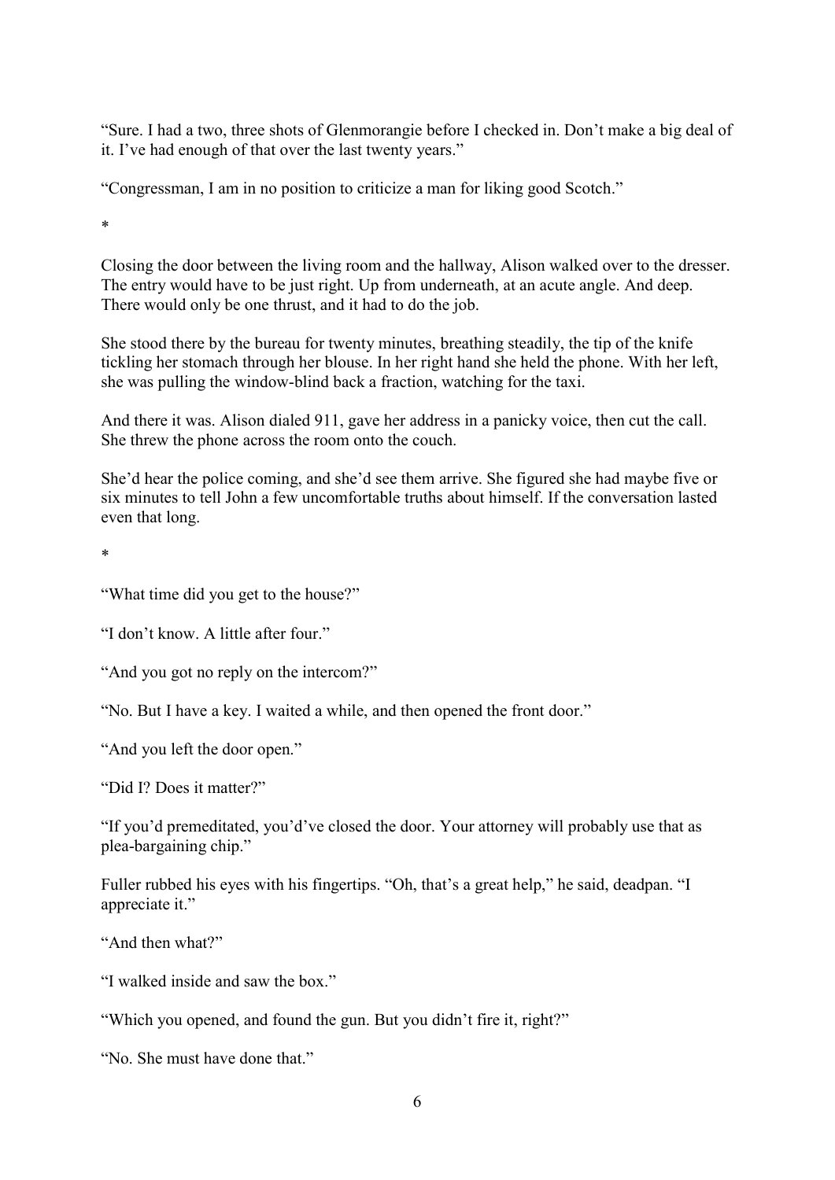"Sure. I had a two, three shots of Glenmorangie before I checked in. Don't make a big deal of it. I've had enough of that over the last twenty years."

"Congressman, I am in no position to criticize a man for liking good Scotch."

*

Closing the door between the living room and the hallway, Alison walked over to the dresser. The entry would have to be just right. Up from underneath, at an acute angle. And deep. There would only be one thrust, and it had to do the job.

She stood there by the bureau for twenty minutes, breathing steadily, the tip of the knife tickling her stomach through her blouse. In her right hand she held the phone. With her left, she was pulling the window-blind back a fraction, watching for the taxi.

And there it was. Alison dialed 911, gave her address in a panicky voice, then cut the call. She threw the phone across the room onto the couch.

She'd hear the police coming, and she'd see them arrive. She figured she had maybe five or six minutes to tell John a few uncomfortable truths about himself. If the conversation lasted even that long.

*

"What time did you get to the house?"

"I don't know. A little after four."

"And you got no reply on the intercom?"

"No. But I have a key. I waited a while, and then opened the front door."

"And you left the door open."

"Did I? Does it matter?"

"If you'd premeditated, you'd've closed the door. Your attorney will probably use that as plea-bargaining chip."

Fuller rubbed his eyes with his fingertips. "Oh, that's a great help," he said, deadpan. "I appreciate it."

"And then what?"

"I walked inside and saw the box."

"Which you opened, and found the gun. But you didn't fire it, right?"

"No. She must have done that."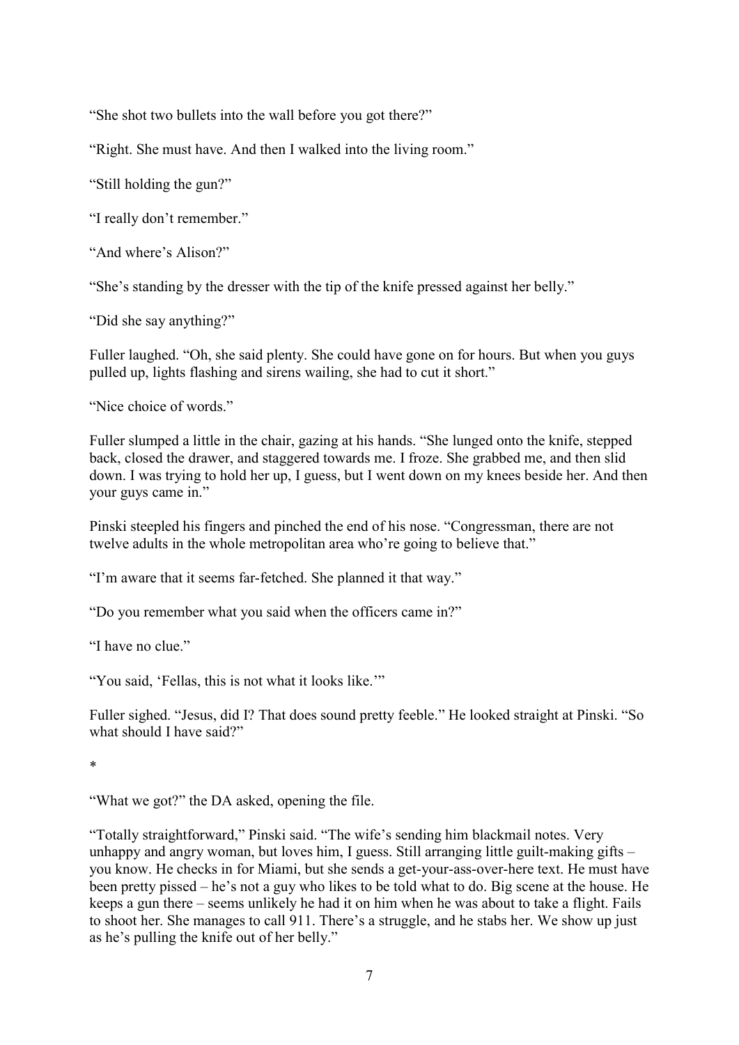"She shot two bullets into the wall before you got there?"

"Right. She must have. And then I walked into the living room."

"Still holding the gun?"

"I really don't remember."

"And where's Alison?"

"She's standing by the dresser with the tip of the knife pressed against her belly."

"Did she say anything?"

Fuller laughed. "Oh, she said plenty. She could have gone on for hours. But when you guys pulled up, lights flashing and sirens wailing, she had to cut it short."

"Nice choice of words."

Fuller slumped a little in the chair, gazing at his hands. "She lunged onto the knife, stepped back, closed the drawer, and staggered towards me. I froze. She grabbed me, and then slid down. I was trying to hold her up, I guess, but I went down on my knees beside her. And then your guys came in."

Pinski steepled his fingers and pinched the end of his nose. "Congressman, there are not twelve adults in the whole metropolitan area who're going to believe that."

"I'm aware that it seems far-fetched. She planned it that way."

"Do you remember what you said when the officers came in?"

"I have no clue."

"You said, 'Fellas, this is not what it looks like.'"

Fuller sighed. "Jesus, did I? That does sound pretty feeble." He looked straight at Pinski. "So what should I have said?"

*

"What we got?" the DA asked, opening the file.

"Totally straightforward," Pinski said. "The wife's sending him blackmail notes. Very unhappy and angry woman, but loves him, I guess. Still arranging little guilt-making gifts – you know. He checks in for Miami, but she sends a get-your-ass-over-here text. He must have been pretty pissed – he's not a guy who likes to be told what to do. Big scene at the house. He keeps a gun there – seems unlikely he had it on him when he was about to take a flight. Fails to shoot her. She manages to call 911. There's a struggle, and he stabs her. We show up just as he's pulling the knife out of her belly."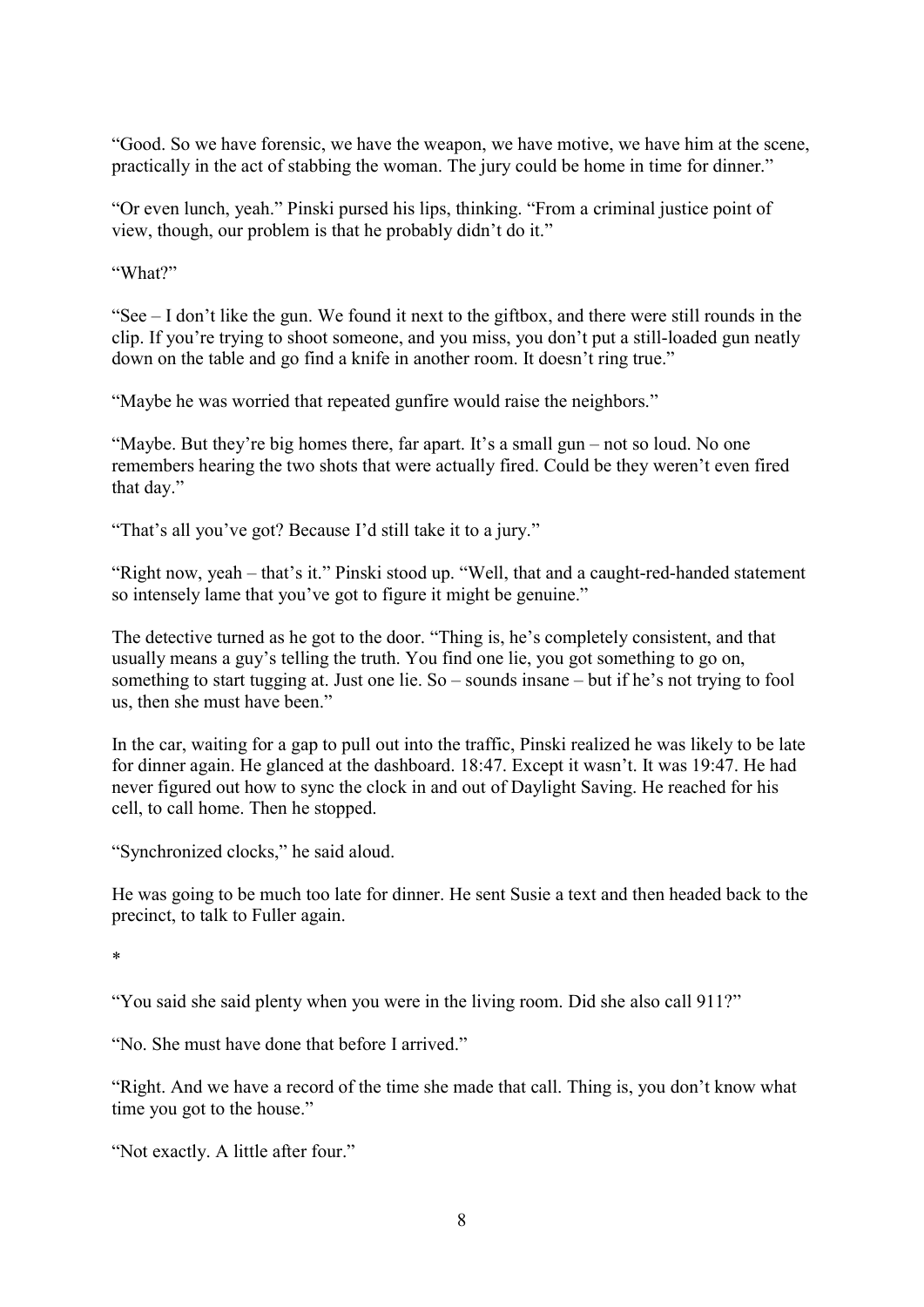"Good. So we have forensic, we have the weapon, we have motive, we have him at the scene, practically in the act of stabbing the woman. The jury could be home in time for dinner."

"Or even lunch, yeah." Pinski pursed his lips, thinking. "From a criminal justice point of view, though, our problem is that he probably didn't do it."

"What?"

"See – I don't like the gun. We found it next to the giftbox, and there were still rounds in the clip. If you're trying to shoot someone, and you miss, you don't put a still-loaded gun neatly down on the table and go find a knife in another room. It doesn't ring true."

"Maybe he was worried that repeated gunfire would raise the neighbors."

"Maybe. But they're big homes there, far apart. It's a small gun – not so loud. No one remembers hearing the two shots that were actually fired. Could be they weren't even fired that day."

"That's all you've got? Because I'd still take it to a jury."

"Right now, yeah – that's it." Pinski stood up. "Well, that and a caught-red-handed statement so intensely lame that you've got to figure it might be genuine."

The detective turned as he got to the door. "Thing is, he's completely consistent, and that usually means a guy's telling the truth. You find one lie, you got something to go on, something to start tugging at. Just one lie. So – sounds insane – but if he's not trying to fool us, then she must have been."

In the car, waiting for a gap to pull out into the traffic, Pinski realized he was likely to be late for dinner again. He glanced at the dashboard. 18:47. Except it wasn't. It was 19:47. He had never figured out how to sync the clock in and out of Daylight Saving. He reached for his cell, to call home. Then he stopped.

"Synchronized clocks," he said aloud.

He was going to be much too late for dinner. He sent Susie a text and then headed back to the precinct, to talk to Fuller again.

*

"You said she said plenty when you were in the living room. Did she also call 911?"

"No. She must have done that before I arrived."

"Right. And we have a record of the time she made that call. Thing is, you don't know what time you got to the house."

"Not exactly. A little after four."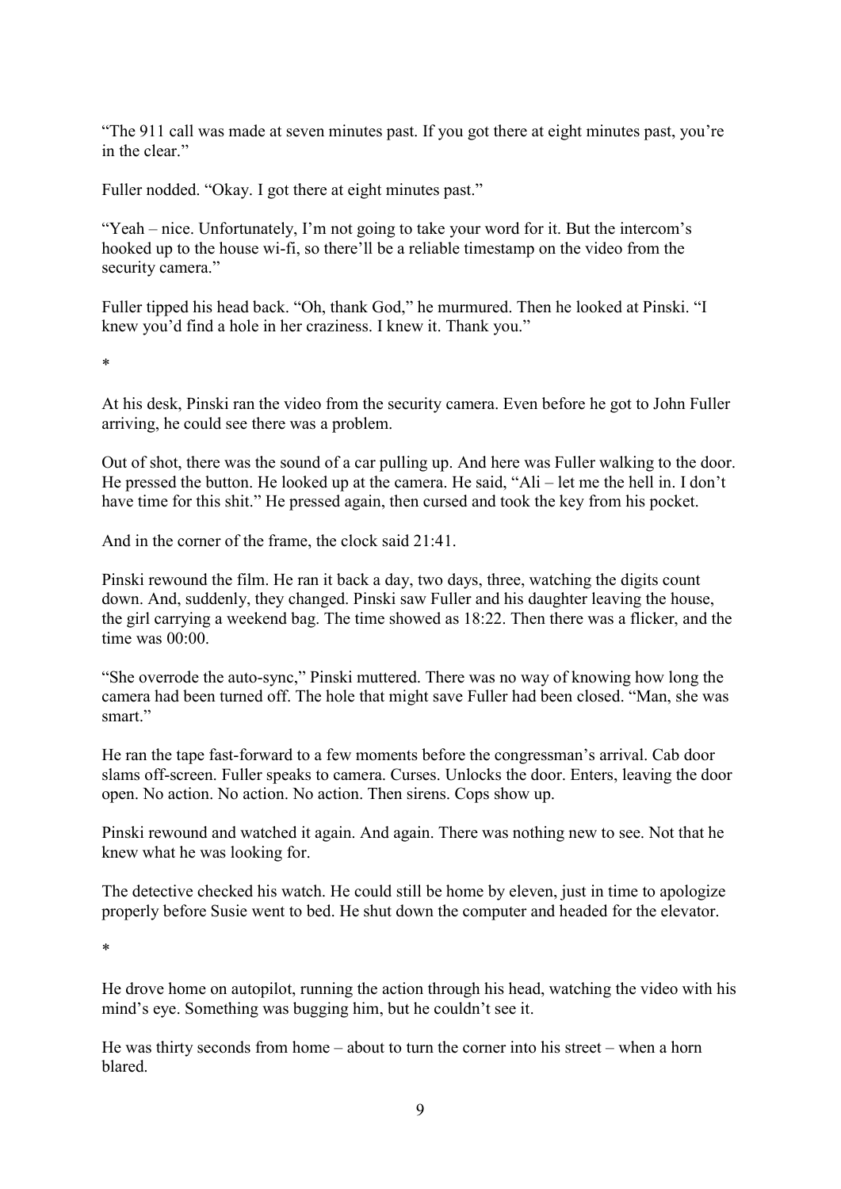"The 911 call was made at seven minutes past. If you got there at eight minutes past, you're in the clear."

Fuller nodded. "Okay. I got there at eight minutes past."

"Yeah – nice. Unfortunately, I'm not going to take your word for it. But the intercom's hooked up to the house wi-fi, so there'll be a reliable timestamp on the video from the security camera."

Fuller tipped his head back. "Oh, thank God," he murmured. Then he looked at Pinski. "I knew you'd find a hole in her craziness. I knew it. Thank you."

*

At his desk, Pinski ran the video from the security camera. Even before he got to John Fuller arriving, he could see there was a problem.

Out of shot, there was the sound of a car pulling up. And here was Fuller walking to the door. He pressed the button. He looked up at the camera. He said, "Ali – let me the hell in. I don't have time for this shit." He pressed again, then cursed and took the key from his pocket.

And in the corner of the frame, the clock said 21:41.

Pinski rewound the film. He ran it back a day, two days, three, watching the digits count down. And, suddenly, they changed. Pinski saw Fuller and his daughter leaving the house, the girl carrying a weekend bag. The time showed as 18:22. Then there was a flicker, and the time was 00:00.

"She overrode the auto-sync," Pinski muttered. There was no way of knowing how long the camera had been turned off. The hole that might save Fuller had been closed. "Man, she was smart."

He ran the tape fast-forward to a few moments before the congressman's arrival. Cab door slams off-screen. Fuller speaks to camera. Curses. Unlocks the door. Enters, leaving the door open. No action. No action. No action. Then sirens. Cops show up.

Pinski rewound and watched it again. And again. There was nothing new to see. Not that he knew what he was looking for.

The detective checked his watch. He could still be home by eleven, just in time to apologize properly before Susie went to bed. He shut down the computer and headed for the elevator.

*

He drove home on autopilot, running the action through his head, watching the video with his mind's eye. Something was bugging him, but he couldn't see it.

He was thirty seconds from home – about to turn the corner into his street – when a horn blared.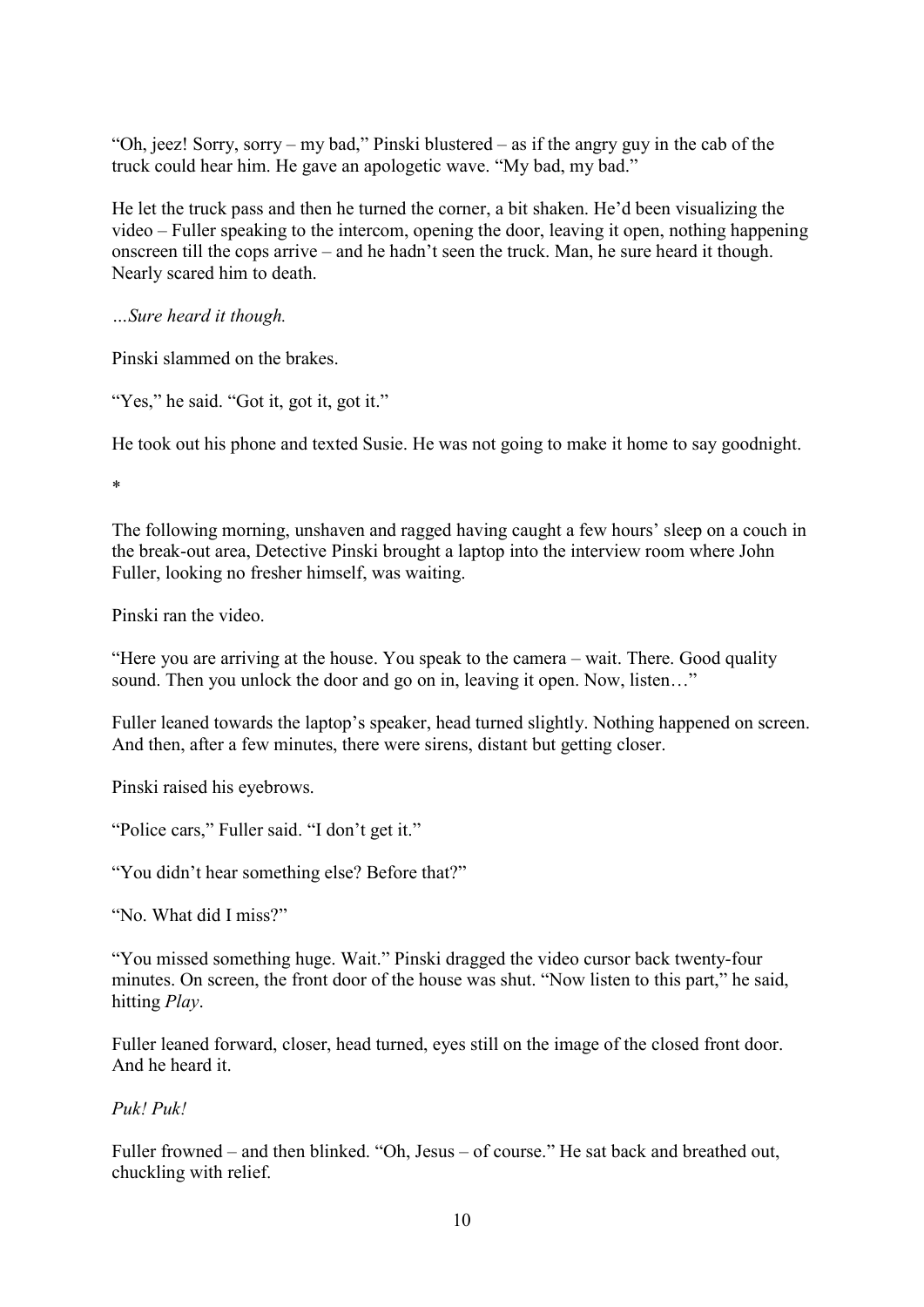"Oh, jeez! Sorry, sorry – my bad," Pinski blustered – as if the angry guy in the cab of the truck could hear him. He gave an apologetic wave. "My bad, my bad."

He let the truck pass and then he turned the corner, a bit shaken. He'd been visualizing the video – Fuller speaking to the intercom, opening the door, leaving it open, nothing happening onscreen till the cops arrive – and he hadn't seen the truck. Man, he sure heard it though. Nearly scared him to death.

*…Sure heard it though.*

Pinski slammed on the brakes.

"Yes," he said. "Got it, got it, got it."

He took out his phone and texted Susie. He was not going to make it home to say goodnight.

*

The following morning, unshaven and ragged having caught a few hours' sleep on a couch in the break-out area, Detective Pinski brought a laptop into the interview room where John Fuller, looking no fresher himself, was waiting.

Pinski ran the video.

"Here you are arriving at the house. You speak to the camera – wait. There. Good quality sound. Then you unlock the door and go on in, leaving it open. Now, listen…"

Fuller leaned towards the laptop's speaker, head turned slightly. Nothing happened on screen. And then, after a few minutes, there were sirens, distant but getting closer.

Pinski raised his eyebrows.

"Police cars," Fuller said. "I don't get it."

"You didn't hear something else? Before that?"

"No. What did I miss?"

"You missed something huge. Wait." Pinski dragged the video cursor back twenty-four minutes. On screen, the front door of the house was shut. "Now listen to this part," he said, hitting *Play*.

Fuller leaned forward, closer, head turned, eyes still on the image of the closed front door. And he heard it.

*Puk! Puk!*

Fuller frowned – and then blinked. "Oh, Jesus – of course." He sat back and breathed out, chuckling with relief.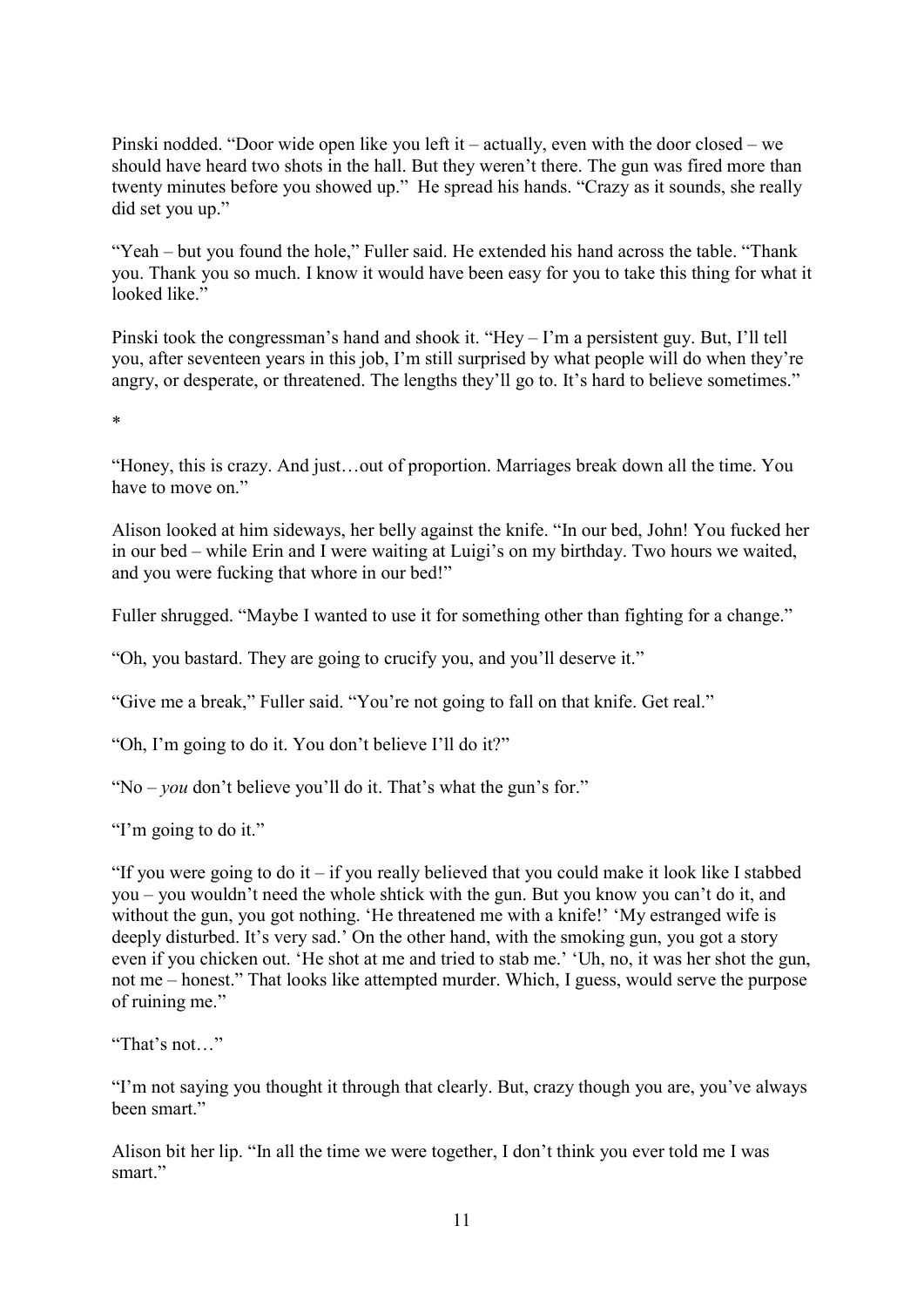Pinski nodded. "Door wide open like you left it – actually, even with the door closed – we should have heard two shots in the hall. But they weren't there. The gun was fired more than twenty minutes before you showed up." He spread his hands. "Crazy as it sounds, she really did set you up."

"Yeah – but you found the hole," Fuller said. He extended his hand across the table. "Thank you. Thank you so much. I know it would have been easy for you to take this thing for what it looked like."

Pinski took the congressman's hand and shook it. "Hey – I'm a persistent guy. But, I'll tell you, after seventeen years in this job, I'm still surprised by what people will do when they're angry, or desperate, or threatened. The lengths they'll go to. It's hard to believe sometimes."

*

"Honey, this is crazy. And just…out of proportion. Marriages break down all the time. You have to move on."

Alison looked at him sideways, her belly against the knife. "In our bed, John! You fucked her in our bed – while Erin and I were waiting at Luigi's on my birthday. Two hours we waited, and you were fucking that whore in our bed!"

Fuller shrugged. "Maybe I wanted to use it for something other than fighting for a change."

"Oh, you bastard. They are going to crucify you, and you'll deserve it."

"Give me a break," Fuller said. "You're not going to fall on that knife. Get real."

"Oh, I'm going to do it. You don't believe I'll do it?"

"No – *you* don't believe you'll do it. That's what the gun's for."

"I'm going to do it."

"If you were going to do it – if you really believed that you could make it look like I stabbed you – you wouldn't need the whole shtick with the gun. But you know you can't do it, and without the gun, you got nothing. 'He threatened me with a knife!' 'My estranged wife is deeply disturbed. It's very sad.' On the other hand, with the smoking gun, you got a story even if you chicken out. 'He shot at me and tried to stab me.' 'Uh, no, it was her shot the gun, not me – honest." That looks like attempted murder. Which, I guess, would serve the purpose of ruining me."

"That's not…"

"I'm not saying you thought it through that clearly. But, crazy though you are, you've always been smart."

Alison bit her lip. "In all the time we were together, I don't think you ever told me I was smart."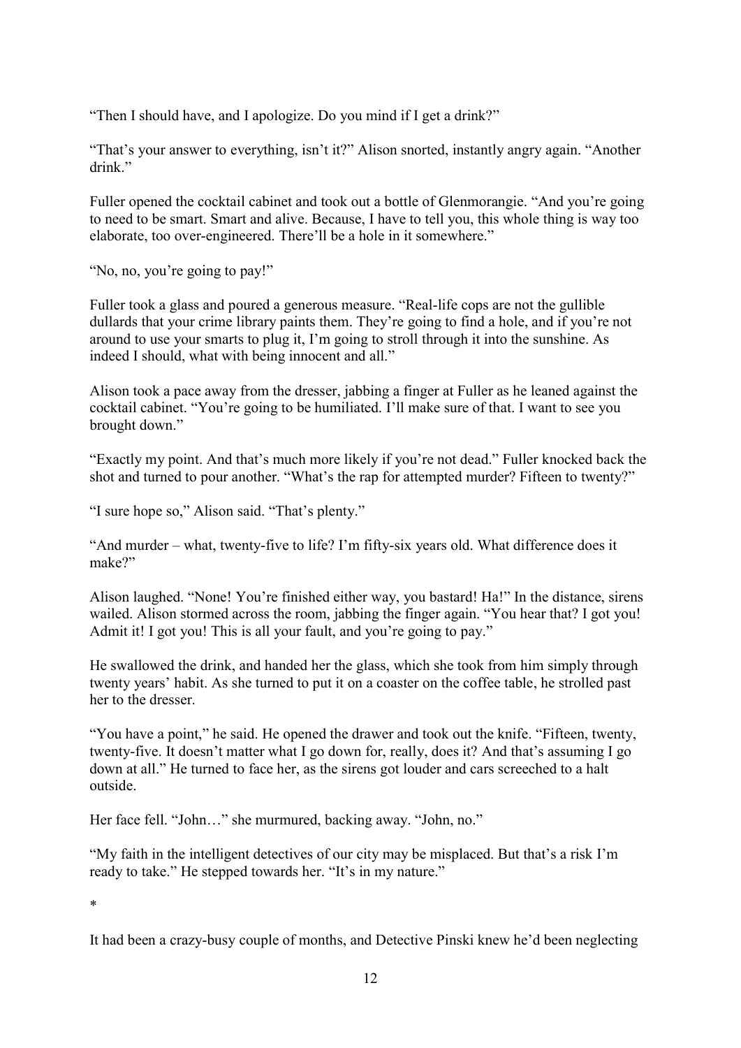"Then I should have, and I apologize. Do you mind if I get a drink?"

"That's your answer to everything, isn't it?" Alison snorted, instantly angry again. "Another drink."

Fuller opened the cocktail cabinet and took out a bottle of Glenmorangie. "And you're going to need to be smart. Smart and alive. Because, I have to tell you, this whole thing is way too elaborate, too over-engineered. There'll be a hole in it somewhere."

"No, no, you're going to pay!"

Fuller took a glass and poured a generous measure. "Real-life cops are not the gullible dullards that your crime library paints them. They're going to find a hole, and if you're not around to use your smarts to plug it, I'm going to stroll through it into the sunshine. As indeed I should, what with being innocent and all."

Alison took a pace away from the dresser, jabbing a finger at Fuller as he leaned against the cocktail cabinet. "You're going to be humiliated. I'll make sure of that. I want to see you brought down."

"Exactly my point. And that's much more likely if you're not dead." Fuller knocked back the shot and turned to pour another. "What's the rap for attempted murder? Fifteen to twenty?"

"I sure hope so," Alison said. "That's plenty."

"And murder – what, twenty-five to life? I'm fifty-six years old. What difference does it make?"

Alison laughed. "None! You're finished either way, you bastard! Ha!" In the distance, sirens wailed. Alison stormed across the room, jabbing the finger again. "You hear that? I got you! Admit it! I got you! This is all your fault, and you're going to pay."

He swallowed the drink, and handed her the glass, which she took from him simply through twenty years' habit. As she turned to put it on a coaster on the coffee table, he strolled past her to the dresser.

"You have a point," he said. He opened the drawer and took out the knife. "Fifteen, twenty, twenty-five. It doesn't matter what I go down for, really, does it? And that's assuming I go down at all." He turned to face her, as the sirens got louder and cars screeched to a halt outside.

Her face fell. "John…" she murmured, backing away. "John, no."

"My faith in the intelligent detectives of our city may be misplaced. But that's a risk I'm ready to take." He stepped towards her. "It's in my nature."

*

It had been a crazy-busy couple of months, and Detective Pinski knew he'd been neglecting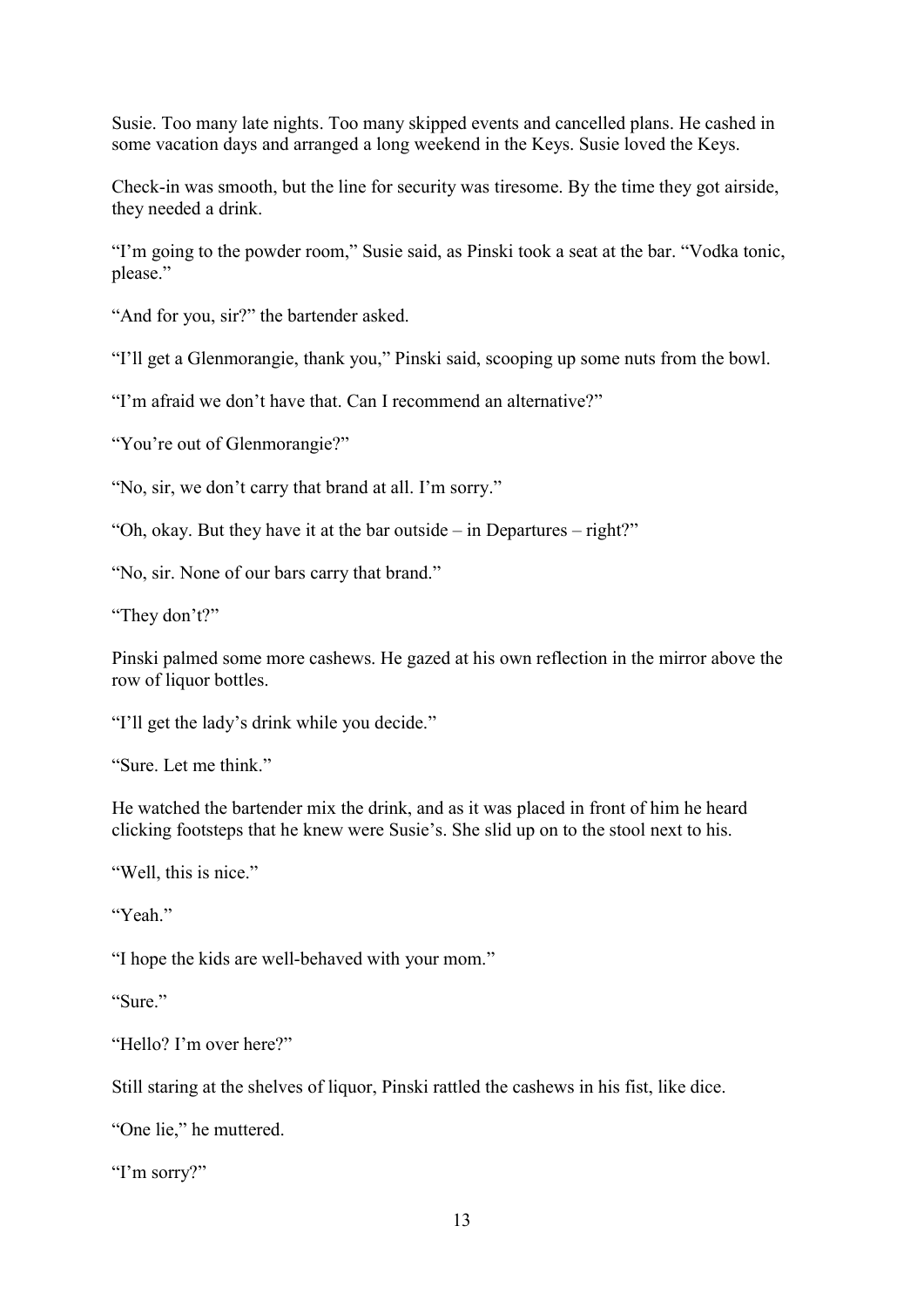Susie. Too many late nights. Too many skipped events and cancelled plans. He cashed in some vacation days and arranged a long weekend in the Keys. Susie loved the Keys.

Check-in was smooth, but the line for security was tiresome. By the time they got airside, they needed a drink.

"I'm going to the powder room," Susie said, as Pinski took a seat at the bar. "Vodka tonic, please."

"And for you, sir?" the bartender asked.

"I'll get a Glenmorangie, thank you," Pinski said, scooping up some nuts from the bowl.

"I'm afraid we don't have that. Can I recommend an alternative?"

"You're out of Glenmorangie?"

"No, sir, we don't carry that brand at all. I'm sorry."

"Oh, okay. But they have it at the bar outside – in Departures – right?"

"No, sir. None of our bars carry that brand."

"They don't?"

Pinski palmed some more cashews. He gazed at his own reflection in the mirror above the row of liquor bottles.

"I'll get the lady's drink while you decide."

"Sure. Let me think."

He watched the bartender mix the drink, and as it was placed in front of him he heard clicking footsteps that he knew were Susie's. She slid up on to the stool next to his.

"Well, this is nice."

"Yeah."

"I hope the kids are well-behaved with your mom."

"Sure."

"Hello? I'm over here?"

Still staring at the shelves of liquor, Pinski rattled the cashews in his fist, like dice.

"One lie," he muttered.

"I'm sorry?"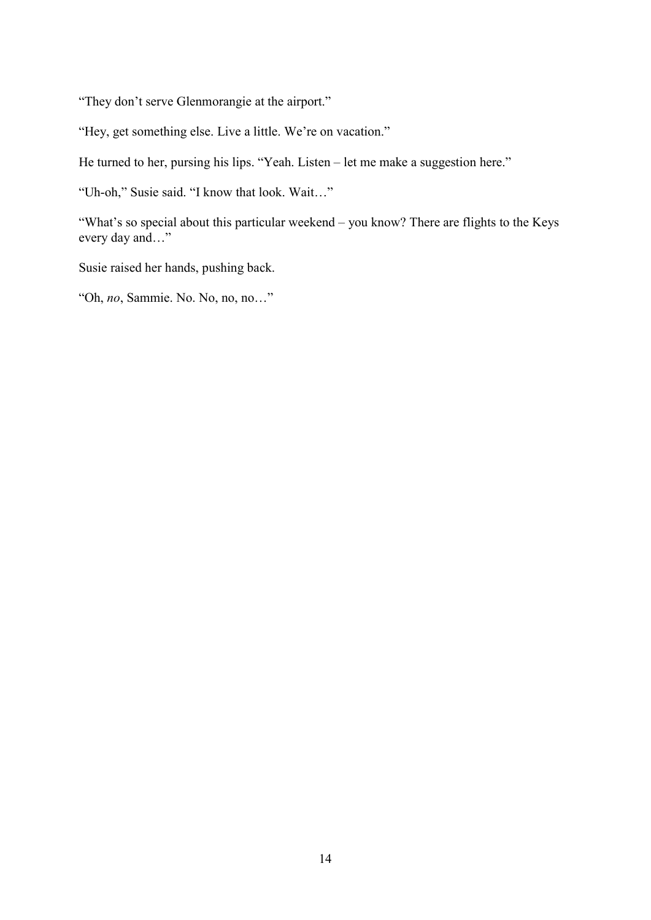"They don't serve Glenmorangie at the airport."

"Hey, get something else. Live a little. We're on vacation."

He turned to her, pursing his lips. "Yeah. Listen – let me make a suggestion here."

"Uh-oh," Susie said. "I know that look. Wait…"

"What's so special about this particular weekend – you know? There are flights to the Keys every day and…"

Susie raised her hands, pushing back.

"Oh, *no*, Sammie. No. No, no, no…"